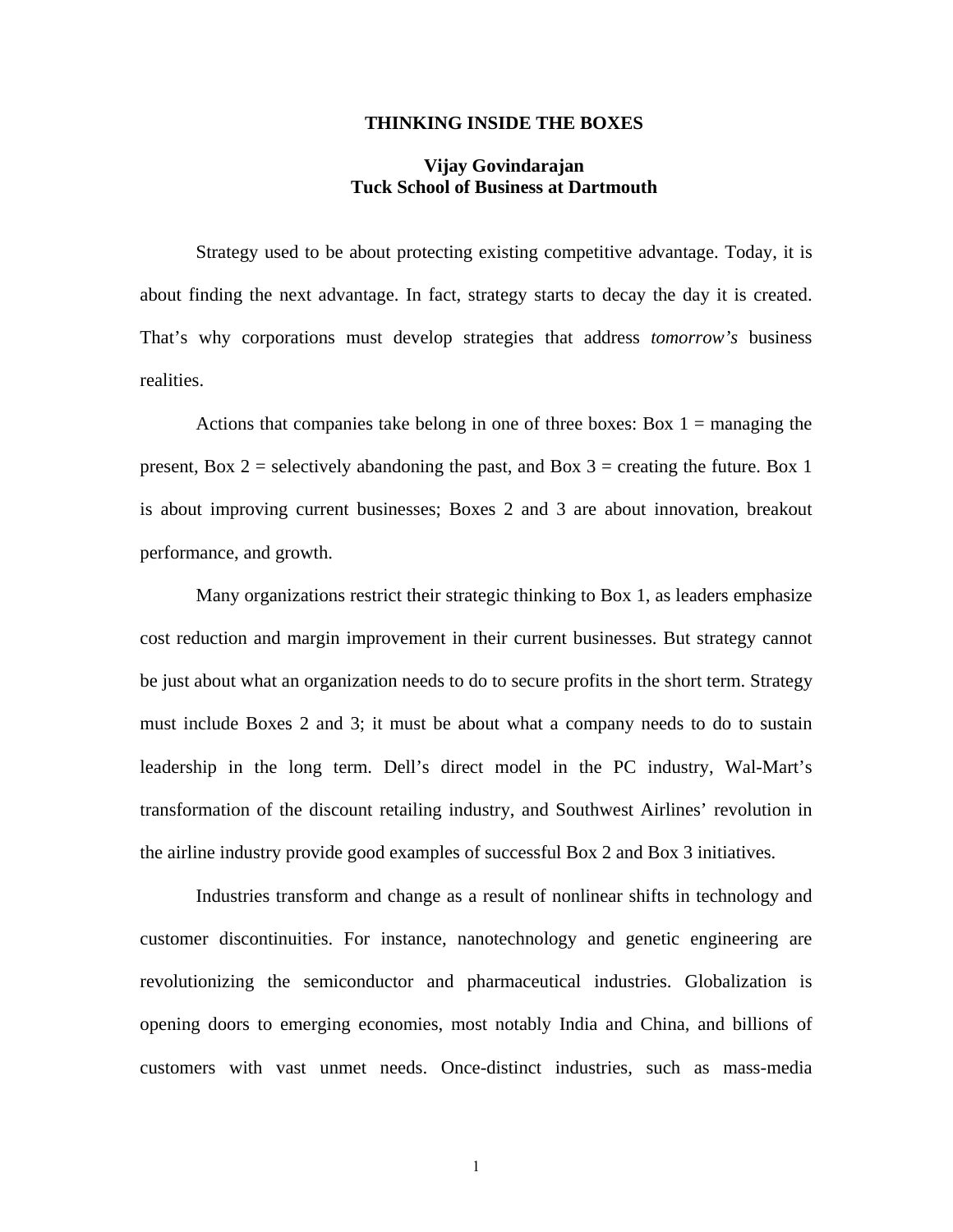# THINKING INSIDE THE BOXES

**Vijay Govindarajan**
**Tuck School of Business at Dartmouth**

Strategy used to be about protecting existing competitive advantage. Today, it is about finding the next advantage. In fact, strategy starts to decay the day it is created. That's why corporations must develop strategies that address *tomorrow's* business realities.

Actions that companies take belong in one of three boxes: Box 1 = managing the present, Box 2 = selectively abandoning the past, and Box 3 = creating the future. Box 1 is about improving current businesses; Boxes 2 and 3 are about innovation, breakout performance, and growth.

Many organizations restrict their strategic thinking to Box 1, as leaders emphasize cost reduction and margin improvement in their current businesses. But strategy cannot be just about what an organization needs to do to secure profits in the short term. Strategy must include Boxes 2 and 3; it must be about what a company needs to do to sustain leadership in the long term. Dell's direct model in the PC industry, Wal-Mart's transformation of the discount retailing industry, and Southwest Airlines' revolution in the airline industry provide good examples of successful Box 2 and Box 3 initiatives.

Industries transform and change as a result of nonlinear shifts in technology and customer discontinuities. For instance, nanotechnology and genetic engineering are revolutionizing the semiconductor and pharmaceutical industries. Globalization is opening doors to emerging economies, most notably India and China, and billions of customers with vast unmet needs. Once-distinct industries, such as mass-media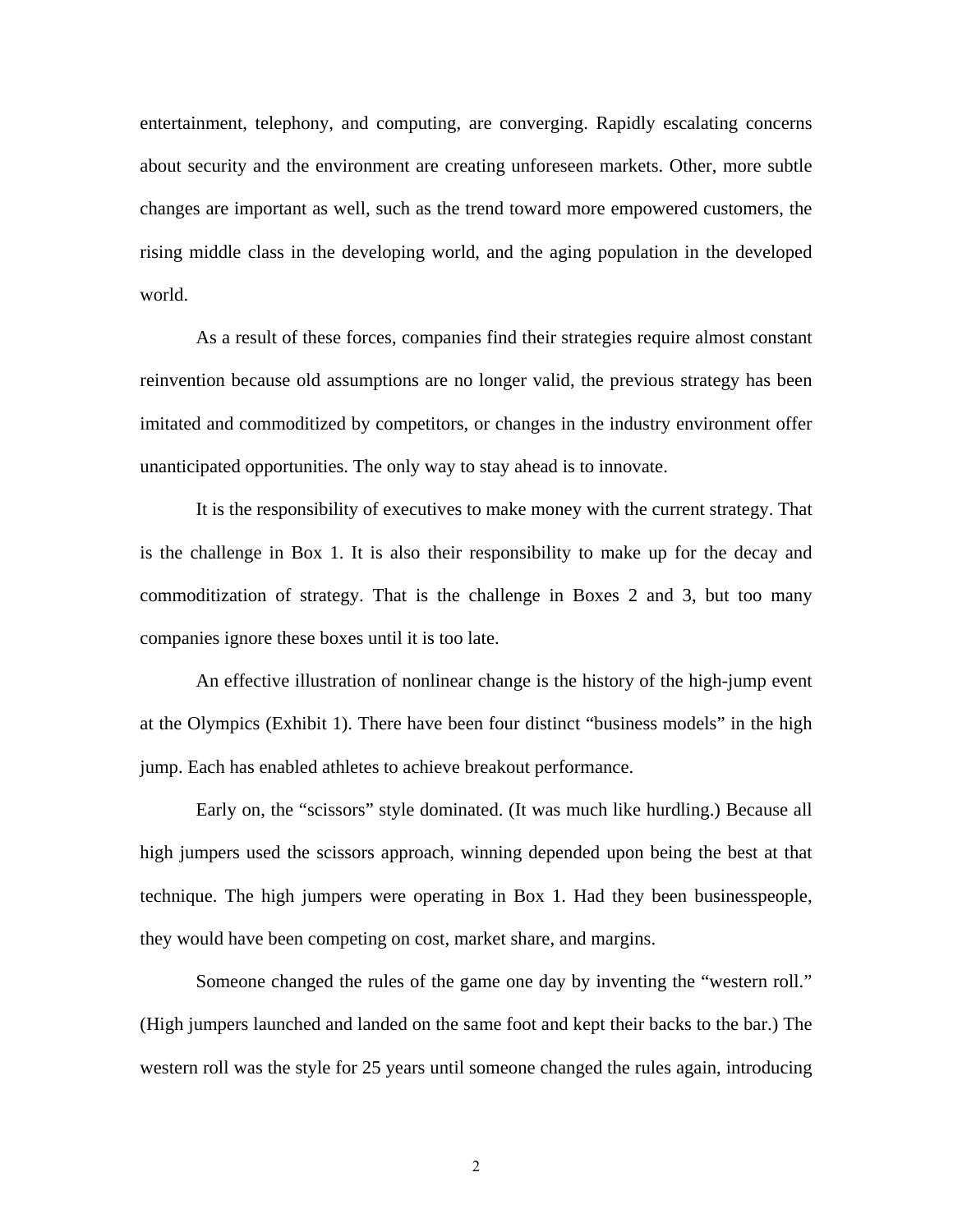entertainment, telephony, and computing, are converging. Rapidly escalating concerns about security and the environment are creating unforeseen markets. Other, more subtle changes are important as well, such as the trend toward more empowered customers, the rising middle class in the developing world, and the aging population in the developed world.

As a result of these forces, companies find their strategies require almost constant reinvention because old assumptions are no longer valid, the previous strategy has been imitated and commoditized by competitors, or changes in the industry environment offer unanticipated opportunities. The only way to stay ahead is to innovate.

It is the responsibility of executives to make money with the current strategy. That is the challenge in Box 1. It is also their responsibility to make up for the decay and commoditization of strategy. That is the challenge in Boxes 2 and 3, but too many companies ignore these boxes until it is too late.

An effective illustration of nonlinear change is the history of the high-jump event at the Olympics (Exhibit 1). There have been four distinct "business models" in the high jump. Each has enabled athletes to achieve breakout performance.

Early on, the "scissors" style dominated. (It was much like hurdling.) Because all high jumpers used the scissors approach, winning depended upon being the best at that technique. The high jumpers were operating in Box 1. Had they been businesspeople, they would have been competing on cost, market share, and margins.

Someone changed the rules of the game one day by inventing the "western roll." (High jumpers launched and landed on the same foot and kept their backs to the bar.) The western roll was the style for 25 years until someone changed the rules again, introducing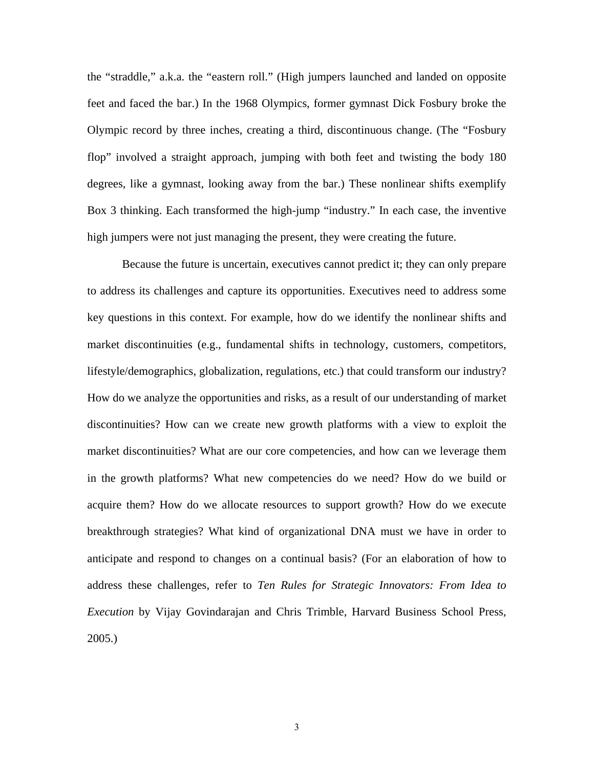the "straddle," a.k.a. the "eastern roll." (High jumpers launched and landed on opposite feet and faced the bar.) In the 1968 Olympics, former gymnast Dick Fosbury broke the Olympic record by three inches, creating a third, discontinuous change. (The "Fosbury flop" involved a straight approach, jumping with both feet and twisting the body 180 degrees, like a gymnast, looking away from the bar.) These nonlinear shifts exemplify Box 3 thinking. Each transformed the high-jump "industry." In each case, the inventive high jumpers were not just managing the present, they were creating the future.

Because the future is uncertain, executives cannot predict it; they can only prepare to address its challenges and capture its opportunities. Executives need to address some key questions in this context. For example, how do we identify the nonlinear shifts and market discontinuities (e.g., fundamental shifts in technology, customers, competitors, lifestyle/demographics, globalization, regulations, etc.) that could transform our industry? How do we analyze the opportunities and risks, as a result of our understanding of market discontinuities? How can we create new growth platforms with a view to exploit the market discontinuities? What are our core competencies, and how can we leverage them in the growth platforms? What new competencies do we need? How do we build or acquire them? How do we allocate resources to support growth? How do we execute breakthrough strategies? What kind of organizational DNA must we have in order to anticipate and respond to changes on a continual basis? (For an elaboration of how to address these challenges, refer to *Ten Rules for Strategic Innovators: From Idea to Execution* by Vijay Govindarajan and Chris Trimble, Harvard Business School Press, 2005.)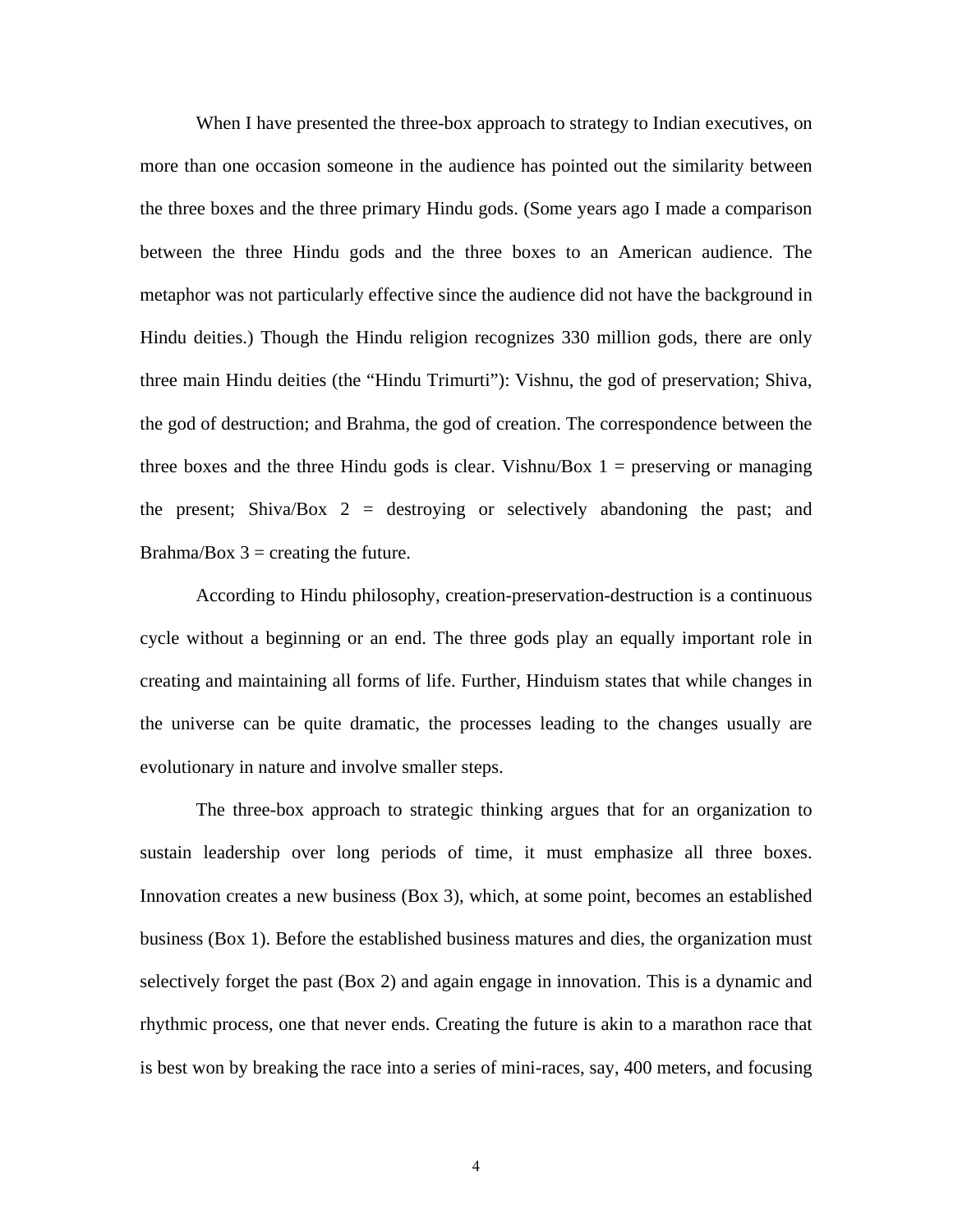When I have presented the three-box approach to strategy to Indian executives, on more than one occasion someone in the audience has pointed out the similarity between the three boxes and the three primary Hindu gods. (Some years ago I made a comparison between the three Hindu gods and the three boxes to an American audience. The metaphor was not particularly effective since the audience did not have the background in Hindu deities.) Though the Hindu religion recognizes 330 million gods, there are only three main Hindu deities (the "Hindu Trimurti"): Vishnu, the god of preservation; Shiva, the god of destruction; and Brahma, the god of creation. The correspondence between the three boxes and the three Hindu gods is clear. Vishnu/Box 1 = preserving or managing the present; Shiva/Box 2 = destroying or selectively abandoning the past; and Brahma/Box 3 = creating the future.

According to Hindu philosophy, creation-preservation-destruction is a continuous cycle without a beginning or an end. The three gods play an equally important role in creating and maintaining all forms of life. Further, Hinduism states that while changes in the universe can be quite dramatic, the processes leading to the changes usually are evolutionary in nature and involve smaller steps.

The three-box approach to strategic thinking argues that for an organization to sustain leadership over long periods of time, it must emphasize all three boxes. Innovation creates a new business (Box 3), which, at some point, becomes an established business (Box 1). Before the established business matures and dies, the organization must selectively forget the past (Box 2) and again engage in innovation. This is a dynamic and rhythmic process, one that never ends. Creating the future is akin to a marathon race that is best won by breaking the race into a series of mini-races, say, 400 meters, and focusing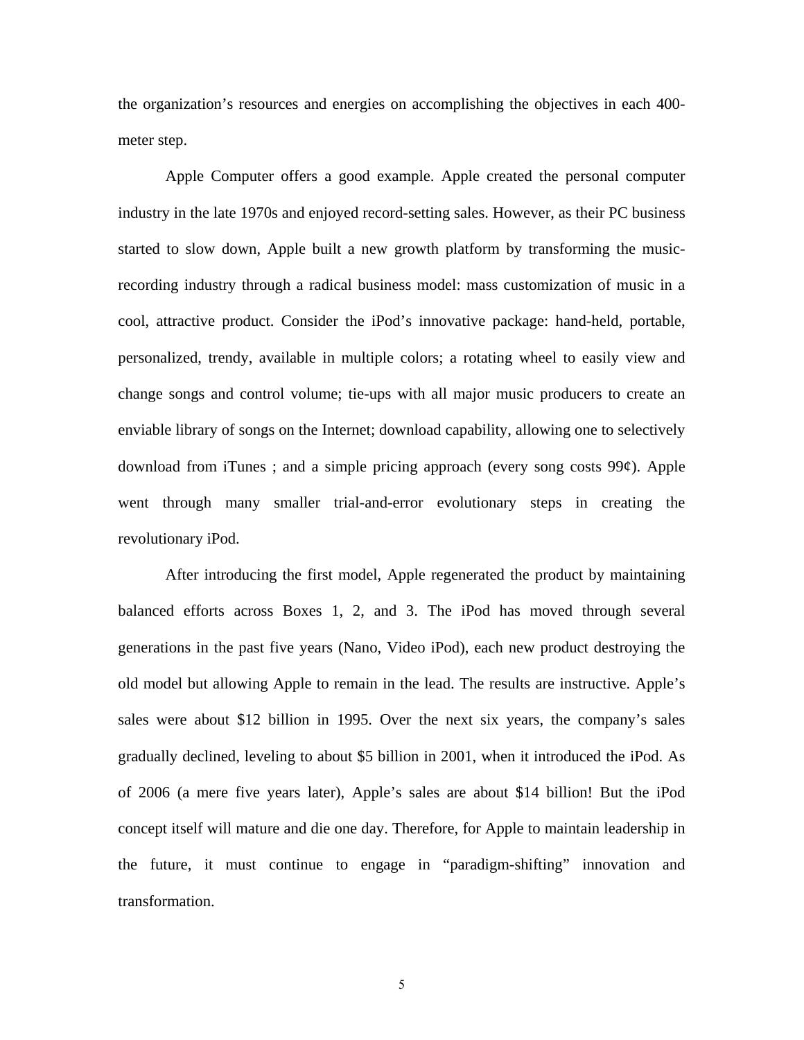the organization's resources and energies on accomplishing the objectives in each 400-meter step.

Apple Computer offers a good example. Apple created the personal computer industry in the late 1970s and enjoyed record-setting sales. However, as their PC business started to slow down, Apple built a new growth platform by transforming the music-recording industry through a radical business model: mass customization of music in a cool, attractive product. Consider the iPod's innovative package: hand-held, portable, personalized, trendy, available in multiple colors; a rotating wheel to easily view and change songs and control volume; tie-ups with all major music producers to create an enviable library of songs on the Internet; download capability, allowing one to selectively download from iTunes ; and a simple pricing approach (every song costs 99¢). Apple went through many smaller trial-and-error evolutionary steps in creating the revolutionary iPod.

After introducing the first model, Apple regenerated the product by maintaining balanced efforts across Boxes 1, 2, and 3. The iPod has moved through several generations in the past five years (Nano, Video iPod), each new product destroying the old model but allowing Apple to remain in the lead. The results are instructive. Apple's sales were about $12 billion in 1995. Over the next six years, the company's sales gradually declined, leveling to about $5 billion in 2001, when it introduced the iPod. As of 2006 (a mere five years later), Apple's sales are about $14 billion! But the iPod concept itself will mature and die one day. Therefore, for Apple to maintain leadership in the future, it must continue to engage in "paradigm-shifting" innovation and transformation.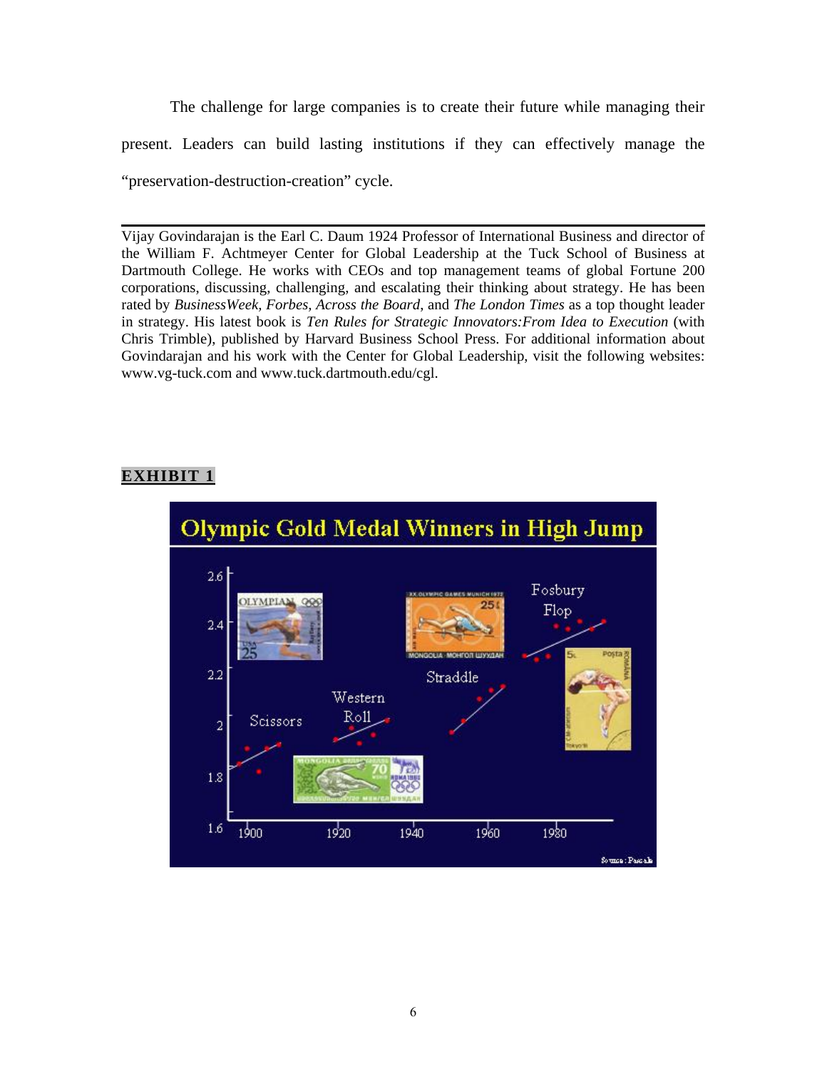The challenge for large companies is to create their future while managing their present. Leaders can build lasting institutions if they can effectively manage the "preservation-destruction-creation" cycle.

---

Vijay Govindarajan is the Earl C. Daum 1924 Professor of International Business and director of the William F. Achtmeyer Center for Global Leadership at the Tuck School of Business at Dartmouth College. He works with CEOs and top management teams of global Fortune 200 corporations, discussing, challenging, and escalating their thinking about strategy. He has been rated by *BusinessWeek*, *Forbes*, *Across the Board*, and *The London Times* as a top thought leader in strategy. His latest book is *Ten Rules for Strategic Innovators:From Idea to Execution* (with Chris Trimble), published by Harvard Business School Press. For additional information about Govindarajan and his work with the Center for Global Leadership, visit the following websites: www.vg-tuck.com and www.tuck.dartmouth.edu/cgl.

## EXHIBIT 1

Olympic Gold Medal Winners in High Jump

2.6
2.4
2.2
2
1.8
1.6

1900
1920
1940
1960
1980

Scissors

Western Roll

Straddle

Fosbury Flop

Source: Pascale